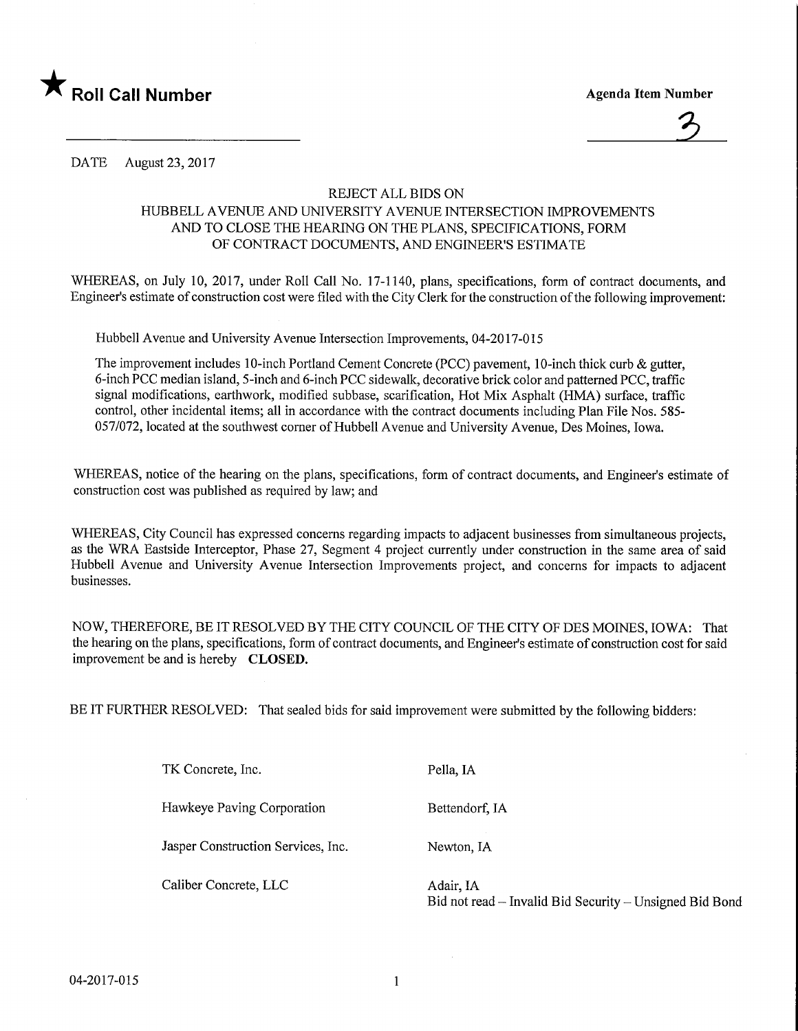★ **Roll Call Number**

**Agenda Item Number**

3

DATE August 23, 2017

REJECT ALL BIDS ON
HUBBELL AVENUE AND UNIVERSITY AVENUE INTERSECTION IMPROVEMENTS
AND TO CLOSE THE HEARING ON THE PLANS, SPECIFICATIONS, FORM
OF CONTRACT DOCUMENTS, AND ENGINEER'S ESTIMATE

WHEREAS, on July 10, 2017, under Roll Call No. 17-1140, plans, specifications, form of contract documents, and Engineer's estimate of construction cost were filed with the City Clerk for the construction of the following improvement:

Hubbell Avenue and University Avenue Intersection Improvements, 04-2017-015

The improvement includes 10-inch Portland Cement Concrete (PCC) pavement, 10-inch thick curb & gutter, 6-inch PCC median island, 5-inch and 6-inch PCC sidewalk, decorative brick color and patterned PCC, traffic signal modifications, earthwork, modified subbase, scarification, Hot Mix Asphalt (HMA) surface, traffic control, other incidental items; all in accordance with the contract documents including Plan File Nos. 585-057/072, located at the southwest corner of Hubbell Avenue and University Avenue, Des Moines, Iowa.

WHEREAS, notice of the hearing on the plans, specifications, form of contract documents, and Engineer's estimate of construction cost was published as required by law; and

WHEREAS, City Council has expressed concerns regarding impacts to adjacent businesses from simultaneous projects, as the WRA Eastside Interceptor, Phase 27, Segment 4 project currently under construction in the same area of said Hubbell Avenue and University Avenue Intersection Improvements project, and concerns for impacts to adjacent businesses.

NOW, THEREFORE, BE IT RESOLVED BY THE CITY COUNCIL OF THE CITY OF DES MOINES, IOWA: That the hearing on the plans, specifications, form of contract documents, and Engineer's estimate of construction cost for said improvement be and is hereby **CLOSED.**

BE IT FURTHER RESOLVED: That sealed bids for said improvement were submitted by the following bidders:

| | |
|---|---|
| TK Concrete, Inc. | Pella, IA |
| Hawkeye Paving Corporation | Bettendorf, IA |
| Jasper Construction Services, Inc. | Newton, IA |
| Caliber Concrete, LLC | Adair, IA<br>Bid not read – Invalid Bid Security – Unsigned Bid Bond |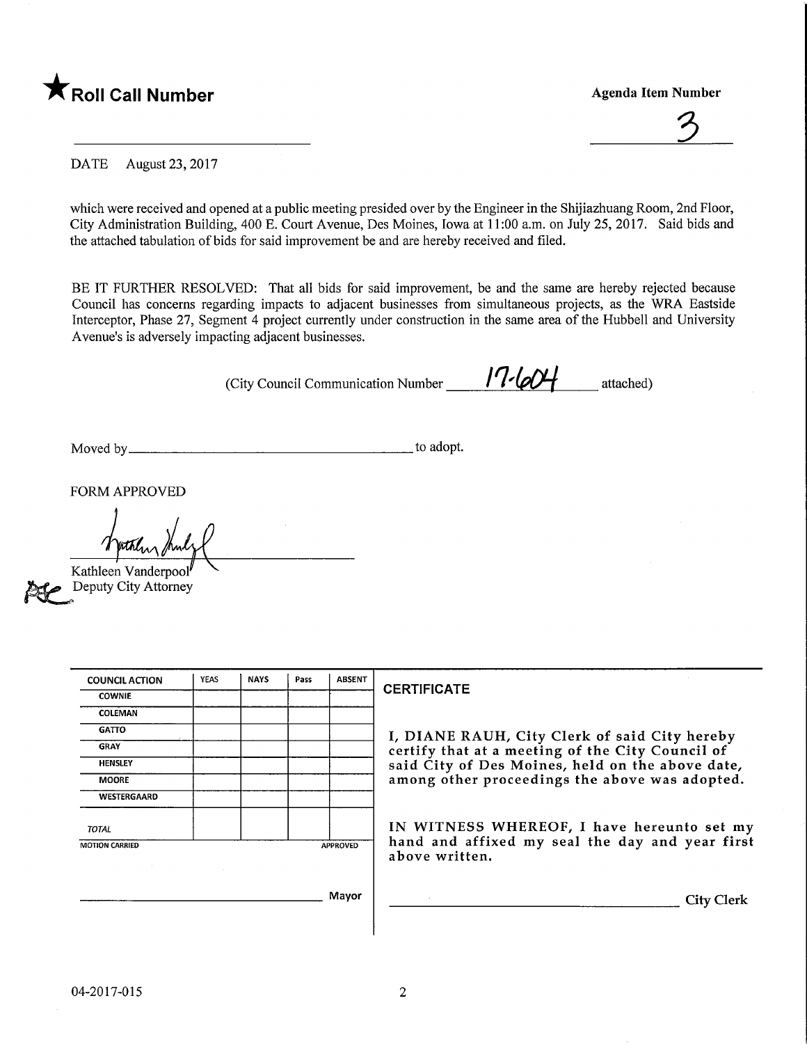★ **Roll Call Number**

**Agenda Item Number**

3

DATE August 23, 2017

which were received and opened at a public meeting presided over by the Engineer in the Shijiazhuang Room, 2nd Floor, City Administration Building, 400 E. Court Avenue, Des Moines, Iowa at 11:00 a.m. on July 25, 2017. Said bids and the attached tabulation of bids for said improvement be and are hereby received and filed.

BE IT FURTHER RESOLVED: That all bids for said improvement, be and the same are hereby rejected because Council has concerns regarding impacts to adjacent businesses from simultaneous projects, as the WRA Eastside Interceptor, Phase 27, Segment 4 project currently under construction in the same area of the Hubbell and University Avenue's is adversely impacting adjacent businesses.

(City Council Communication Number 17-604 attached)

Moved by ______________________________ to adopt.

FORM APPROVED

Kathleen Vanderpool
Deputy City Attorney

| COUNCIL ACTION | YEAS | NAYS | Pass | ABSENT |
|---|---|---|---|---|
| COWNIE | | | | |
| COLEMAN | | | | |
| GATTO | | | | |
| GRAY | | | | |
| HENSLEY | | | | |
| MOORE | | | | |
| WESTERGAARD | | | | |
| TOTAL | | | | |

MOTION CARRIED APPROVED

______________________________ Mayor

**CERTIFICATE**

I, DIANE RAUH, City Clerk of said City hereby certify that at a meeting of the City Council of said City of Des Moines, held on the above date, among other proceedings the above was adopted.

IN WITNESS WHEREOF, I have hereunto set my hand and affixed my seal the day and year first above written.

______________________________ City Clerk

04-2017-015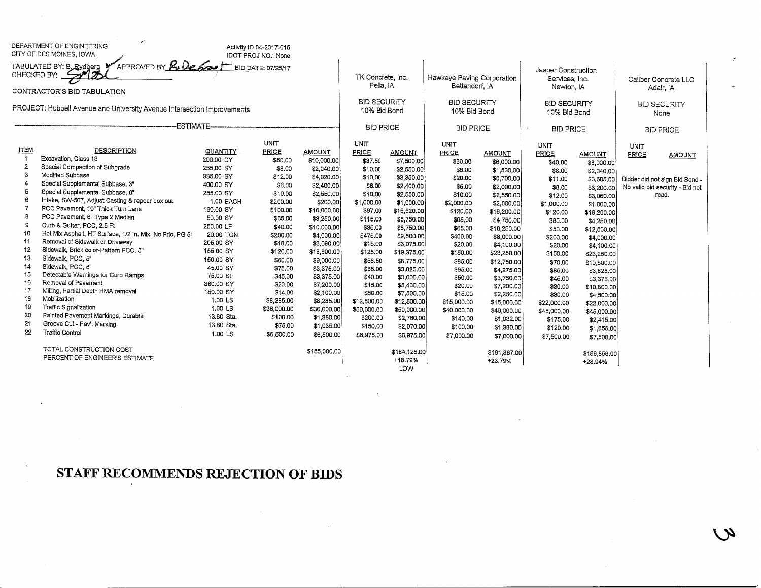DEPARTMENT OF ENGINEERING
CITY OF DES MOINES, IOWA

Activity ID 04-2017-015
IDOT PROJ NO.: None

TABULATED BY: B. Rydberg ✓ APPROVED BY R. DeGroot BID DATE: 07/25/17
CHECKED BY: SMB

CONTRACTOR'S BID TABULATION

PROJECT: Hubbell Avenue and University Avenue Intersection Improvements

| | | | ESTIMATE | | TK Concrete, Inc. Pella, IA | | Hawkeye Paving Corporation Bettendorf, IA | | Jasper Construction Services, Inc. Newton, IA | | Caliber Concrete LLC Adair, IA | |
|---|---|---|---|---|---|---|---|---|---|---|---|---|
| | | | | | BID SECURITY 10% Bid Bond | | BID SECURITY 10% Bid Bond | | BID SECURITY 10% Bid Bond | | BID SECURITY None | |
| | | | | | BID PRICE | | BID PRICE | | BID PRICE | | BID PRICE | |
| ITEM | DESCRIPTION | QUANTITY | UNIT PRICE | AMOUNT | UNIT PRICE | AMOUNT | UNIT PRICE | AMOUNT | UNIT PRICE | AMOUNT | UNIT PRICE | AMOUNT |
| 1 | Excavation, Class 13 | 200.00 CY | $50.00 | $10,000.00 | $37.50 | $7,500.00 | $30.00 | $6,000.00 | $40.00 | $8,000.00 | | |
| 2 | Special Compaction of Subgrade | 255.00 SY | $8.00 | $2,040.00 | $10.00 | $2,550.00 | $6.00 | $1,530.00 | $8.00 | $2,040.00 | | |
| 3 | Modified Subbase | 335.00 SY | $12.00 | $4,020.00 | $10.00 | $3,350.00 | $20.00 | $6,700.00 | $11.00 | $3,685.00 | Bidder did not sign Bid Bond - No valid bid security - Bid not read. | |
| 4 | Special Supplemental Subbase, 3" | 400.00 SY | $6.00 | $2,400.00 | $6.00 | $2,400.00 | $5.00 | $2,000.00 | $8.00 | $3,200.00 | | |
| 5 | Special Supplemental Subbase, 6" | 255.00 SY | $10.00 | $2,550.00 | $10.00 | $2,550.00 | $10.00 | $2,550.00 | $12.00 | $3,060.00 | | |
| 6 | Intake, SW-507, Adjust Casting & repour box out | 1.00 EACH | $200.00 | $200.00 | $1,000.00 | $1,000.00 | $2,000.00 | $2,000.00 | $1,000.00 | $1,000.00 | | |
| 7 | PCC Pavement, 10" Thick Turn Lane | 160.00 SY | $100.00 | $16,000.00 | $97.00 | $15,520.00 | $120.00 | $19,200.00 | $120.00 | $19,200.00 | | |
| 8 | PCC Pavement, 6" Type 2 Median | 50.00 SY | $65.00 | $3,250.00 | $115.00 | $5,750.00 | $95.00 | $4,750.00 | $85.00 | $4,250.00 | | |
| 9 | Curb & Gutter, PCC, 2.5 Ft | 250.00 LF | $40.00 | $10,000.00 | $35.00 | $8,750.00 | $65.00 | $16,250.00 | $50.00 | $12,500.00 | | |
| 10 | Hot Mix Asphalt, HT Surface, 1/2 In. Mix, No Fric, PG 5 | 20.00 TON | $200.00 | $4,000.00 | $475.00 | $9,500.00 | $400.00 | $8,000.00 | $200.00 | $4,000.00 | | |
| 11 | Removal of Sidewalk or Driveway | 205.00 SY | $18.00 | $3,690.00 | $15.00 | $3,075.00 | $20.00 | $4,100.00 | $20.00 | $4,100.00 | | |
| 12 | Sidewalk, Brick color-Pattern PCC, 5" | 155.00 SY | $120.00 | $18,600.00 | $125.00 | $19,375.00 | $150.00 | $23,250.00 | $150.00 | $23,250.00 | | |
| 13 | Sidewalk, PCC, 5" | 150.00 SY | $60.00 | $9,000.00 | $58.50 | $8,775.00 | $85.00 | $12,750.00 | $70.00 | $10,500.00 | | |
| 14 | Sidewalk, PCC, 6" | 45.00 SY | $75.00 | $3,375.00 | $85.00 | $3,825.00 | $95.00 | $4,275.00 | $85.00 | $3,825.00 | | |
| 15 | Detectable Warnings for Curb Ramps | 75.00 SF | $45.00 | $3,375.00 | $40.00 | $3,000.00 | $50.00 | $3,750.00 | $45.00 | $3,375.00 | | |
| 16 | Removal of Pavement | 360.00 SY | $20.00 | $7,200.00 | $15.00 | $5,400.00 | $20.00 | $7,200.00 | $30.00 | $10,800.00 | | |
| 17 | Milling, Partial Depth HMA removal | 150.00 SY | $14.00 | $2,100.00 | $50.00 | $7,500.00 | $15.00 | $2,250.00 | $30.00 | $4,500.00 | | |
| 18 | Mobilization | 1.00 LS | $8,285.00 | $8,285.00 | $12,500.00 | $12,500.00 | $15,000.00 | $15,000.00 | $22,000.00 | $22,000.00 | | |
| 19 | Traffic Signalization | 1.00 LS | $36,000.00 | $36,000.00 | $50,000.00 | $50,000.00 | $40,000.00 | $40,000.00 | $45,000.00 | $45,000.00 | | |
| 20 | Painted Pavement Markings, Durable | 13.80 Sta. | $100.00 | $1,380.00 | $200.00 | $2,760.00 | $140.00 | $1,932.00 | $175.00 | $2,415.00 | | |
| 21 | Groove Cut - Pav't Marking | 13.80 Sta. | $75.00 | $1,035.00 | $150.00 | $2,070.00 | $100.00 | $1,380.00 | $120.00 | $1,656.00 | | |
| 22 | Traffic Control | 1.00 LS | $6,500.00 | $6,500.00 | $6,975.00 | $6,975.00 | $7,000.00 | $7,000.00 | $7,500.00 | $7,500.00 | | |
| | TOTAL CONSTRUCTION COST | | | $155,000.00 | | $184,125.00 | | $191,867.00 | | $199,856.00 | | |
| | PERCENT OF ENGINEER'S ESTIMATE | | | | | +18.79% LOW | | +23.79% | | +28.94% | | |

# STAFF RECOMMENDS REJECTION OF BIDS